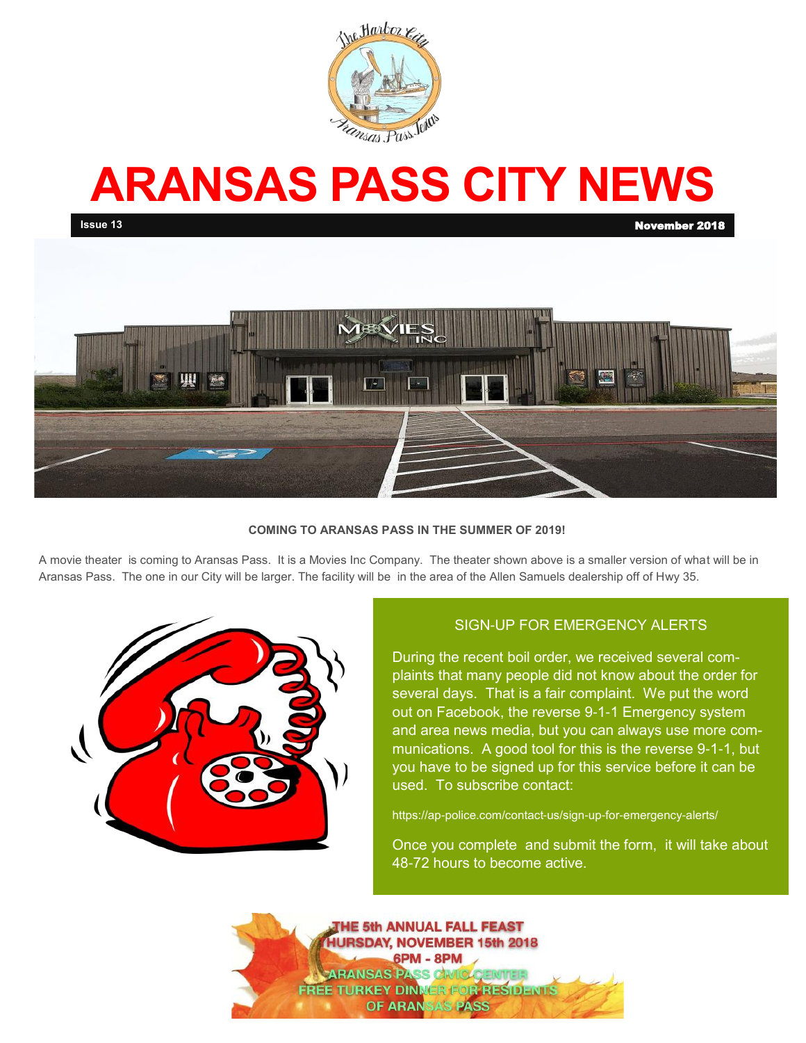# ARANSAS PASS CITY NEWS

**Issue 13** **November 2018**

**COMING TO ARANSAS PASS IN THE SUMMER OF 2019!**

A movie theater is coming to Aransas Pass. It is a Movies Inc Company. The theater shown above is a smaller version of what will be in Aransas Pass. The one in our City will be larger. The facility will be in the area of the Allen Samuels dealership off of Hwy 35.

## SIGN-UP FOR EMERGENCY ALERTS

During the recent boil order, we received several complaints that many people did not know about the order for several days. That is a fair complaint. We put the word out on Facebook, the reverse 9-1-1 Emergency system and area news media, but you can always use more communications. A good tool for this is the reverse 9-1-1, but you have to be signed up for this service before it can be used. To subscribe contact:

https://ap-police.com/contact-us/sign-up-for-emergency-alerts/

Once you complete and submit the form, it will take about 48-72 hours to become active.

**THE 5th ANNUAL FALL FEAST**
**THURSDAY, NOVEMBER 15th 2018**
**6PM - 8PM**
**ARANSAS PASS CIVIC CENTER**
**FREE TURKEY DINNER FOR RESIDENTS OF ARANSAS PASS**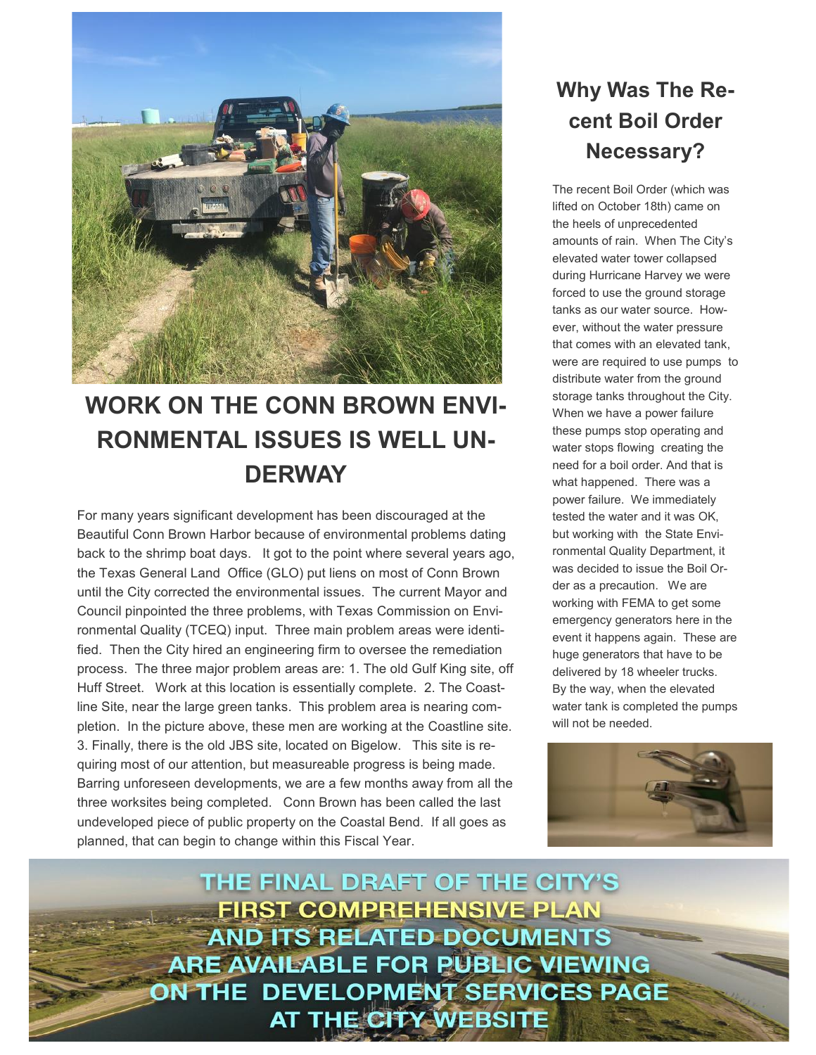# WORK ON THE CONN BROWN ENVIRONMENTAL ISSUES IS WELL UNDERWAY

For many years significant development has been discouraged at the Beautiful Conn Brown Harbor because of environmental problems dating back to the shrimp boat days. It got to the point where several years ago, the Texas General Land Office (GLO) put liens on most of Conn Brown until the City corrected the environmental issues. The current Mayor and Council pinpointed the three problems, with Texas Commission on Environmental Quality (TCEQ) input. Three main problem areas were identified. Then the City hired an engineering firm to oversee the remediation process. The three major problem areas are: 1. The old Gulf King site, off Huff Street. Work at this location is essentially complete. 2. The Coastline Site, near the large green tanks. This problem area is nearing completion. In the picture above, these men are working at the Coastline site. 3. Finally, there is the old JBS site, located on Bigelow. This site is requiring most of our attention, but measureable progress is being made. Barring unforeseen developments, we are a few months away from all the three worksites being completed. Conn Brown has been called the last undeveloped piece of public property on the Coastal Bend. If all goes as planned, that can begin to change within this Fiscal Year.

## Why Was The Recent Boil Order Necessary?

The recent Boil Order (which was lifted on October 18th) came on the heels of unprecedented amounts of rain. When The City's elevated water tower collapsed during Hurricane Harvey we were forced to use the ground storage tanks as our water source. However, without the water pressure that comes with an elevated tank, were are required to use pumps to distribute water from the ground storage tanks throughout the City. When we have a power failure these pumps stop operating and water stops flowing creating the need for a boil order. And that is what happened. There was a power failure. We immediately tested the water and it was OK, but working with the State Environmental Quality Department, it was decided to issue the Boil Order as a precaution. We are working with FEMA to get some emergency generators here in the event it happens again. These are huge generators that have to be delivered by 18 wheeler trucks. By the way, when the elevated water tank is completed the pumps will not be needed.

**THE FINAL DRAFT OF THE CITY'S FIRST COMPREHENSIVE PLAN AND ITS RELATED DOCUMENTS ARE AVAILABLE FOR PUBLIC VIEWING ON THE DEVELOPMENT SERVICES PAGE AT THE CITY WEBSITE**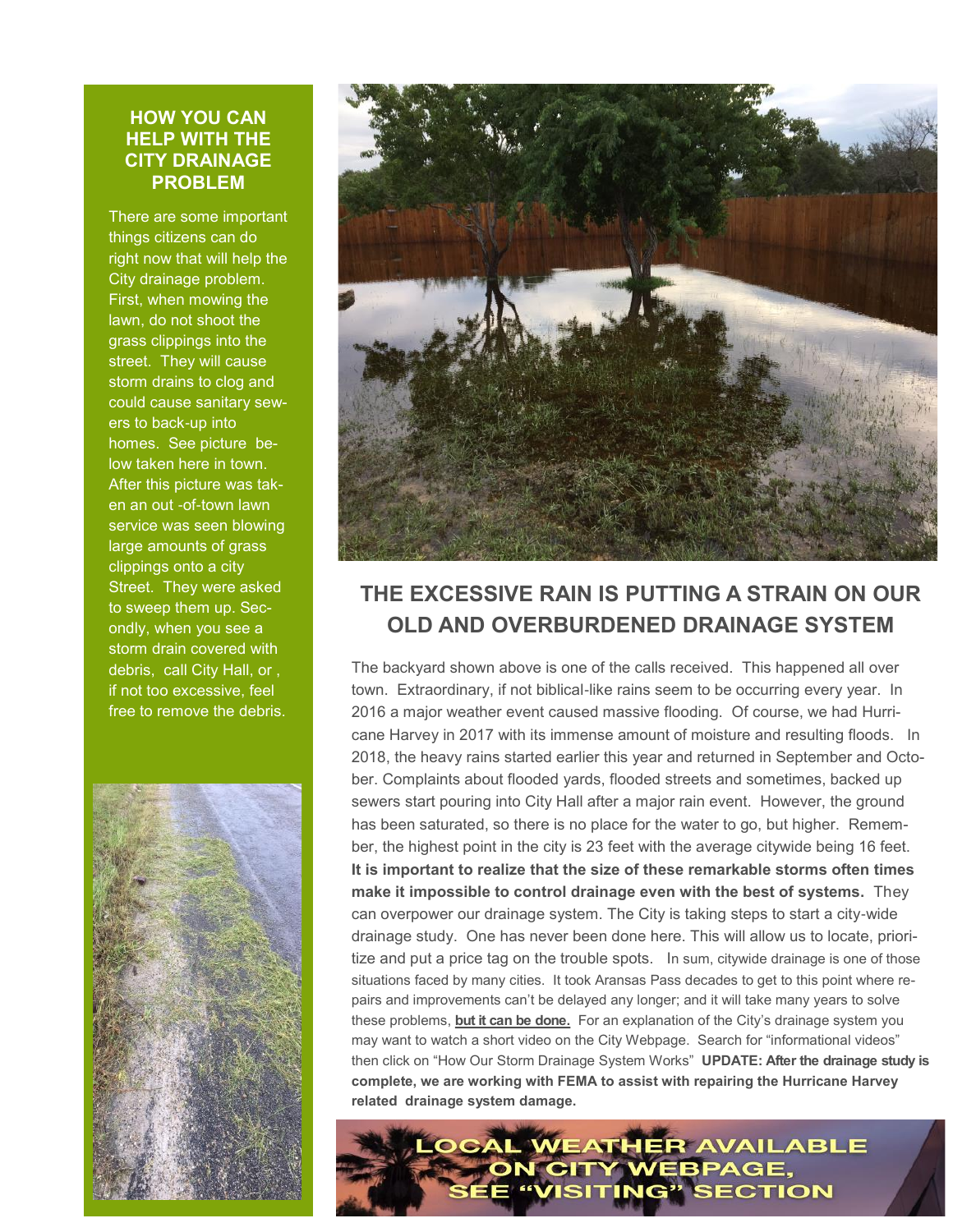## HOW YOU CAN HELP WITH THE CITY DRAINAGE PROBLEM

There are some important things citizens can do right now that will help the City drainage problem. First, when mowing the lawn, do not shoot the grass clippings into the street. They will cause storm drains to clog and could cause sanitary sewers to back-up into homes. See picture below taken here in town. After this picture was taken an out -of-town lawn service was seen blowing large amounts of grass clippings onto a city Street. They were asked to sweep them up. Secondly, when you see a storm drain covered with debris, call City Hall, or , if not too excessive, feel free to remove the debris.

## THE EXCESSIVE RAIN IS PUTTING A STRAIN ON OUR OLD AND OVERBURDENED DRAINAGE SYSTEM

The backyard shown above is one of the calls received. This happened all over town. Extraordinary, if not biblical-like rains seem to be occurring every year. In 2016 a major weather event caused massive flooding. Of course, we had Hurricane Harvey in 2017 with its immense amount of moisture and resulting floods. In 2018, the heavy rains started earlier this year and returned in September and October. Complaints about flooded yards, flooded streets and sometimes, backed up sewers start pouring into City Hall after a major rain event. However, the ground has been saturated, so there is no place for the water to go, but higher. Remember, the highest point in the city is 23 feet with the average citywide being 16 feet. **It is important to realize that the size of these remarkable storms often times make it impossible to control drainage even with the best of systems.** They can overpower our drainage system. The City is taking steps to start a city-wide drainage study. One has never been done here. This will allow us to locate, prioritize and put a price tag on the trouble spots. In sum, citywide drainage is one of those situations faced by many cities. It took Aransas Pass decades to get to this point where repairs and improvements can't be delayed any longer; and it will take many years to solve these problems, **but it can be done.** For an explanation of the City's drainage system you may want to watch a short video on the City Webpage. Search for "informational videos" then click on "How Our Storm Drainage System Works" **UPDATE: After the drainage study is complete, we are working with FEMA to assist with repairing the Hurricane Harvey related drainage system damage.**

**LOCAL WEATHER AVAILABLE ON CITY WEBPAGE, SEE "VISITING" SECTION**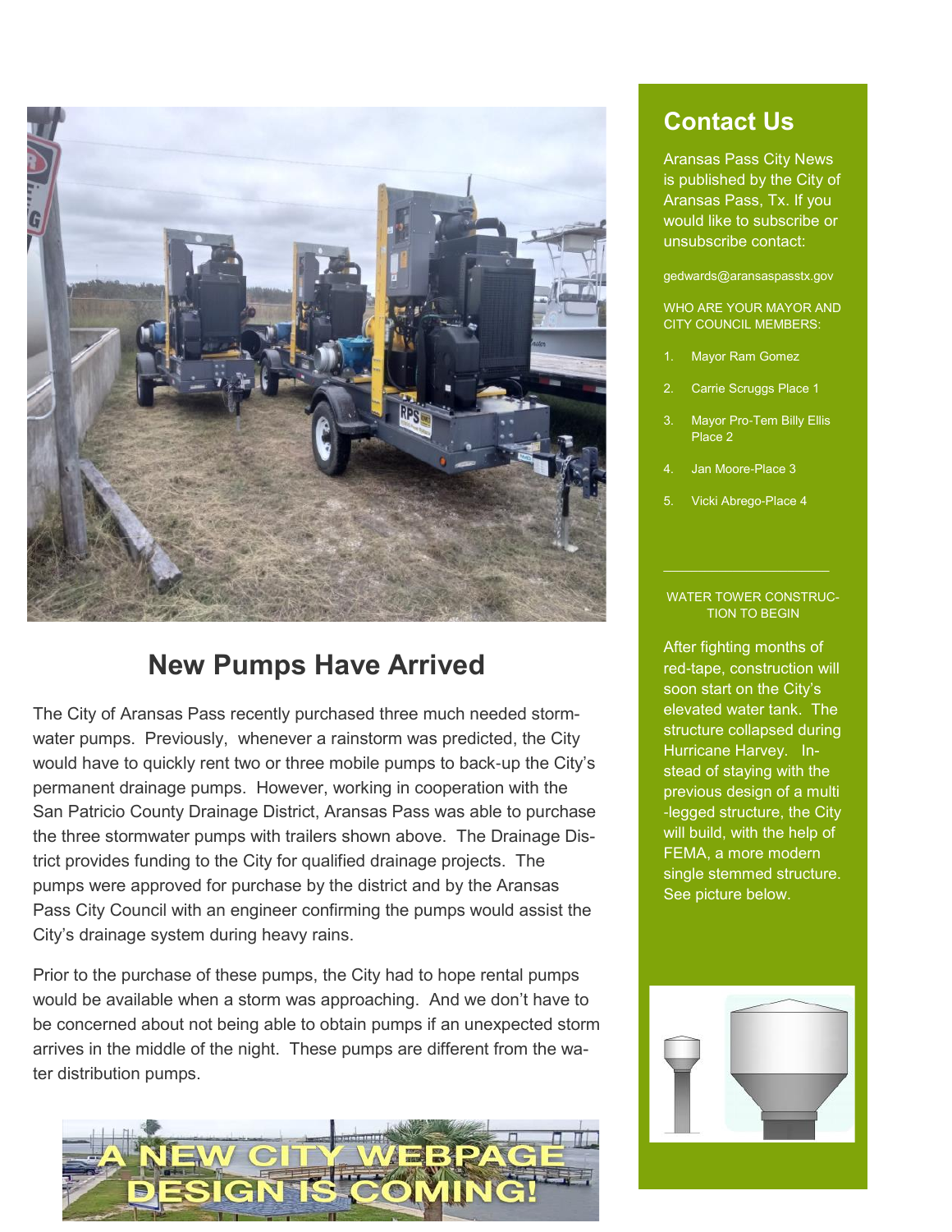## New Pumps Have Arrived

The City of Aransas Pass recently purchased three much needed storm-water pumps. Previously, whenever a rainstorm was predicted, the City would have to quickly rent two or three mobile pumps to back-up the City's permanent drainage pumps. However, working in cooperation with the San Patricio County Drainage District, Aransas Pass was able to purchase the three stormwater pumps with trailers shown above. The Drainage District provides funding to the City for qualified drainage projects. The pumps were approved for purchase by the district and by the Aransas Pass City Council with an engineer confirming the pumps would assist the City's drainage system during heavy rains.

Prior to the purchase of these pumps, the City had to hope rental pumps would be available when a storm was approaching. And we don't have to be concerned about not being able to obtain pumps if an unexpected storm arrives in the middle of the night. These pumps are different from the water distribution pumps.

A NEW CITY WEBPAGE DESIGN IS COMING!

## Contact Us

Aransas Pass City News is published by the City of Aransas Pass, Tx. If you would like to subscribe or unsubscribe contact:

gedwards@aransaspasstx.gov

WHO ARE YOUR MAYOR AND CITY COUNCIL MEMBERS:

1. Mayor Ram Gomez
2. Carrie Scruggs Place 1
3. Mayor Pro-Tem Billy Ellis Place 2
4. Jan Moore-Place 3
5. Vicki Abrego-Place 4

WATER TOWER CONSTRUCTION TO BEGIN

After fighting months of red-tape, construction will soon start on the City's elevated water tank. The structure collapsed during Hurricane Harvey. Instead of staying with the previous design of a multi-legged structure, the City will build, with the help of FEMA, a more modern single stemmed structure. See picture below.